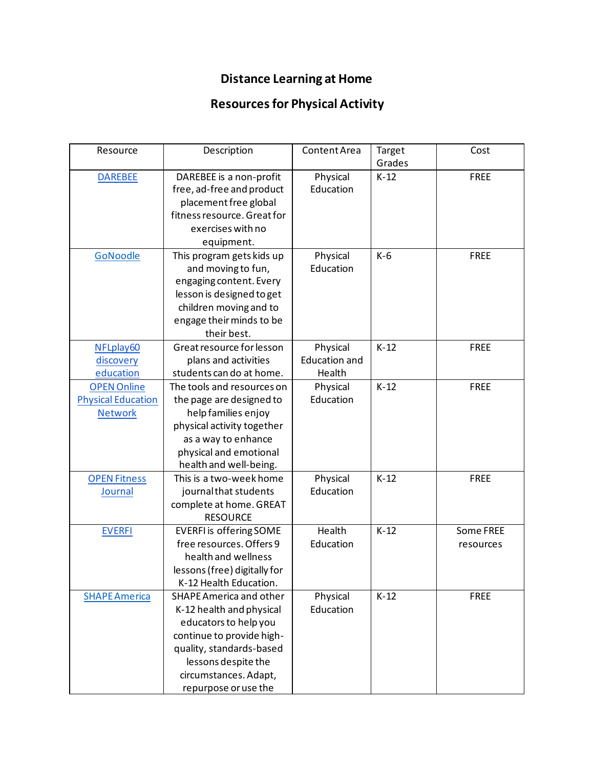# Distance Learning at Home

## Resources for Physical Activity

| Resource | Description | Content Area | Target Grades | Cost |
|---|---|---|---|---|
| DAREBEE | DAREBEE is a non-profit free, ad-free and product placement free global fitness resource. Great for exercises with no equipment. | Physical Education | K-12 | FREE |
| GoNoodle | This program gets kids up and moving to fun, engaging content. Every lesson is designed to get children moving and to engage their minds to be their best. | Physical Education | K-6 | FREE |
| NFLplay60 discovery education | Great resource for lesson plans and activities students can do at home. | Physical Education and Health | K-12 | FREE |
| OPEN Online Physical Education Network | The tools and resources on the page are designed to help families enjoy physical activity together as a way to enhance physical and emotional health and well-being. | Physical Education | K-12 | FREE |
| OPEN Fitness Journal | This is a two-week home journal that students complete at home. GREAT RESOURCE | Physical Education | K-12 | FREE |
| EVERFI | EVERFI is offering SOME free resources. Offers 9 health and wellness lessons (free) digitally for K-12 Health Education. | Health Education | K-12 | Some FREE resources |
| SHAPE America | SHAPE America and other K-12 health and physical educators to help you continue to provide high-quality, standards-based lessons despite the circumstances. Adapt, repurpose or use the | Physical Education | K-12 | FREE |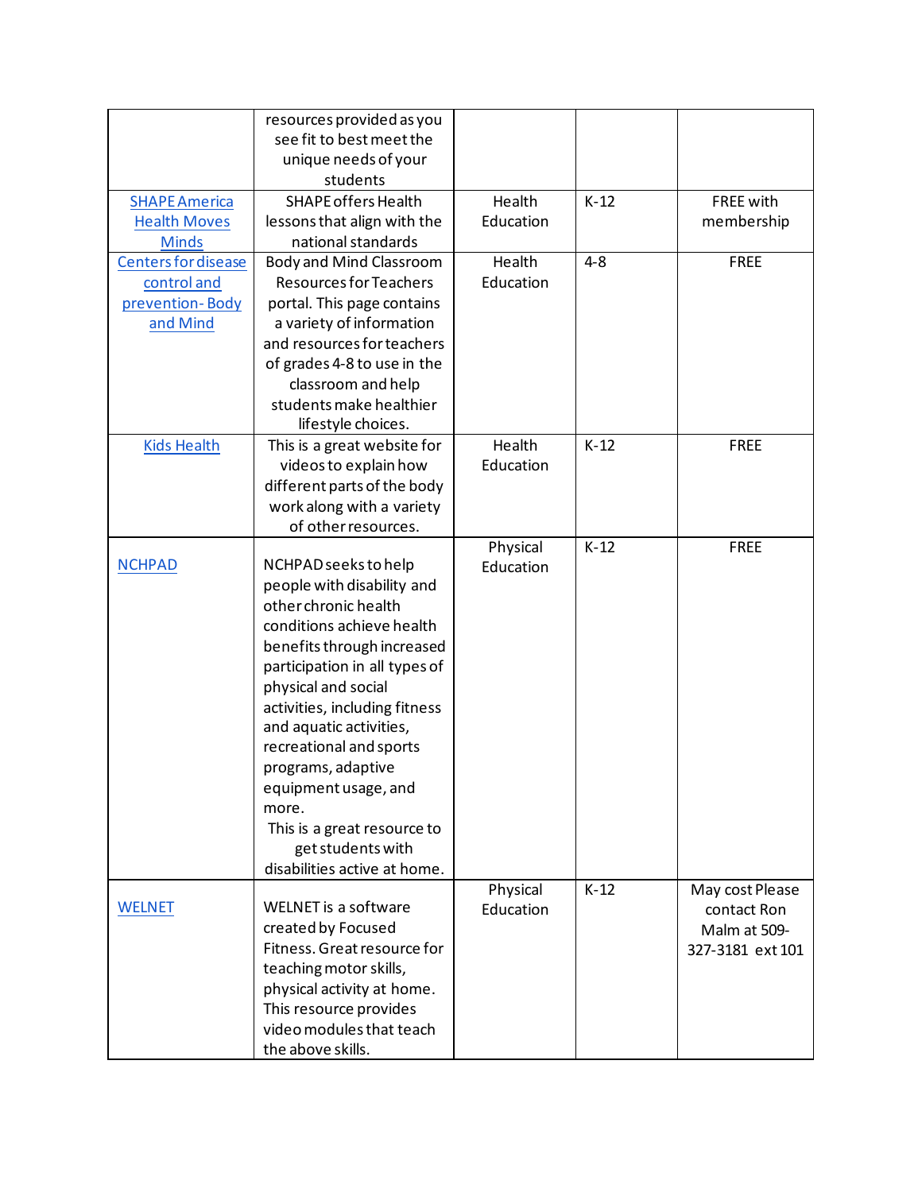| | | | | |
|---|---|---|---|---|
| | resources provided as you see fit to best meet the unique needs of your students | | | |
| SHAPE America Health Moves Minds | SHAPE offers Health lessons that align with the national standards | Health Education | K-12 | FREE with membership |
| Centers for disease control and prevention- Body and Mind | Body and Mind Classroom Resources for Teachers portal. This page contains a variety of information and resources for teachers of grades 4-8 to use in the classroom and help students make healthier lifestyle choices. | Health Education | 4-8 | FREE |
| Kids Health | This is a great website for videos to explain how different parts of the body work along with a variety of other resources. | Health Education | K-12 | FREE |
| NCHPAD | NCHPAD seeks to help people with disability and other chronic health conditions achieve health benefits through increased participation in all types of physical and social activities, including fitness and aquatic activities, recreational and sports programs, adaptive equipment usage, and more. This is a great resource to get students with disabilities active at home. | Physical Education | K-12 | FREE |
| WELNET | WELNET is a software created by Focused Fitness. Great resource for teaching motor skills, physical activity at home. This resource provides video modules that teach the above skills. | Physical Education | K-12 | May cost Please contact Ron Malm at 509-327-3181 ext 101 |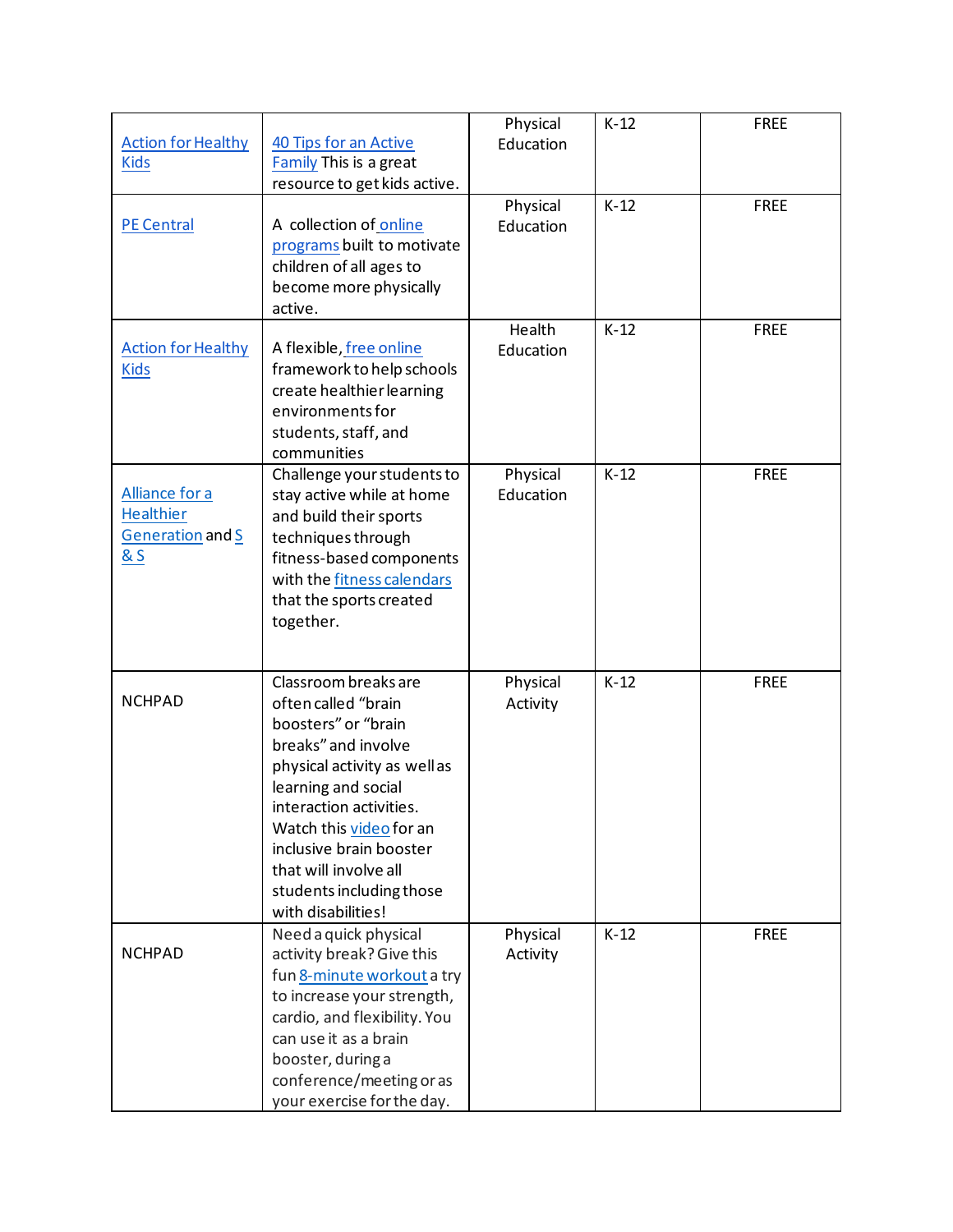| | | | | |
|---|---|---|---|---|
| Action for Healthy Kids | 40 Tips for an Active Family This is a great resource to get kids active. | Physical Education | K-12 | FREE |
| PE Central | A collection of online programs built to motivate children of all ages to become more physically active. | Physical Education | K-12 | FREE |
| Action for Healthy Kids | A flexible, free online framework to help schools create healthier learning environments for students, staff, and communities | Health Education | K-12 | FREE |
| Alliance for a Healthier Generation and S & S | Challenge your students to stay active while at home and build their sports techniques through fitness-based components with the fitness calendars that the sports created together. | Physical Education | K-12 | FREE |
| NCHPAD | Classroom breaks are often called "brain boosters" or "brain breaks" and involve physical activity as well as learning and social interaction activities. Watch this video for an inclusive brain booster that will involve all students including those with disabilities! | Physical Activity | K-12 | FREE |
| NCHPAD | Need a quick physical activity break? Give this fun 8-minute workout a try to increase your strength, cardio, and flexibility. You can use it as a brain booster, during a conference/meeting or as your exercise for the day. | Physical Activity | K-12 | FREE |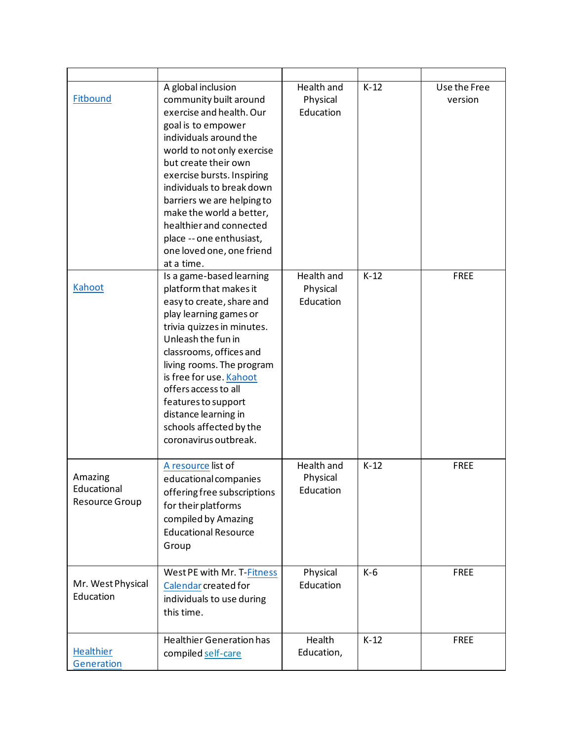| | | | | |
|---|---|---|---|---|
| Fitbound | A global inclusion community built around exercise and health. Our goal is to empower individuals around the world to not only exercise but create their own exercise bursts. Inspiring individuals to break down barriers we are helping to make the world a better, healthier and connected place -- one enthusiast, one loved one, one friend at a time. | Health and Physical Education | K-12 | Use the Free version |
| Kahoot | Is a game-based learning platform that makes it easy to create, share and play learning games or trivia quizzes in minutes. Unleash the fun in classrooms, offices and living rooms. The program is free for use. Kahoot offers access to all features to support distance learning in schools affected by the coronavirus outbreak. | Health and Physical Education | K-12 | FREE |
| Amazing Educational Resource Group | A resource list of educational companies offering free subscriptions for their platforms compiled by Amazing Educational Resource Group | Health and Physical Education | K-12 | FREE |
| Mr. West Physical Education | West PE with Mr. T-Fitness Calendar created for individuals to use during this time. | Physical Education | K-6 | FREE |
| Healthier Generation | Healthier Generation has compiled self-care | Health Education, | K-12 | FREE |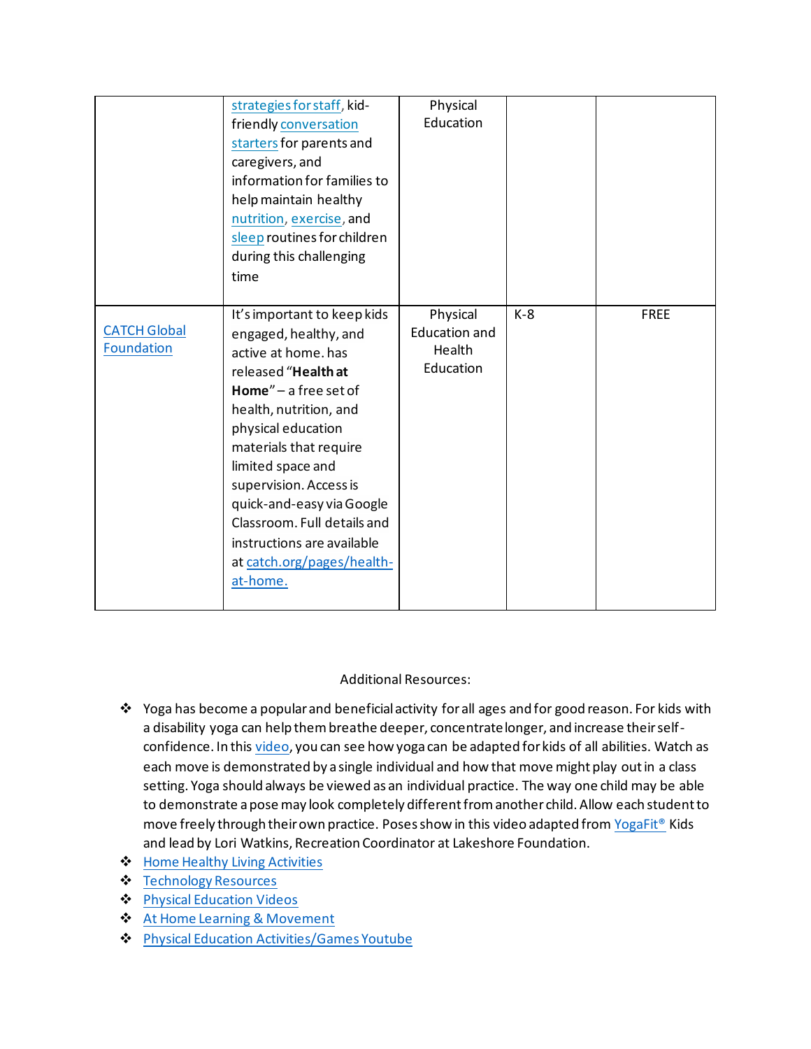| | | | | |
|---|---|---|---|---|
| | strategies for staff, kid-friendly conversation starters for parents and caregivers, and information for families to help maintain healthy nutrition, exercise, and sleep routines for children during this challenging time | Physical Education | | |
| CATCH Global Foundation | It's important to keep kids engaged, healthy, and active at home. has released "**Health at Home**" – a free set of health, nutrition, and physical education materials that require limited space and supervision. Access is quick-and-easy via Google Classroom. Full details and instructions are available at catch.org/pages/health-at-home. | Physical Education and Health Education | K-8 | FREE |

Additional Resources:

- Yoga has become a popular and beneficial activity for all ages and for good reason. For kids with a disability yoga can help them breathe deeper, concentrate longer, and increase their self-confidence. In this video, you can see how yoga can be adapted for kids of all abilities. Watch as each move is demonstrated by a single individual and how that move might play out in a class setting. Yoga should always be viewed as an individual practice. The way one child may be able to demonstrate a pose may look completely different from another child. Allow each student to move freely through their own practice. Poses show in this video adapted from YogaFit® Kids and lead by Lori Watkins, Recreation Coordinator at Lakeshore Foundation.
- Home Healthy Living Activities
- Technology Resources
- Physical Education Videos
- At Home Learning & Movement
- Physical Education Activities/Games Youtube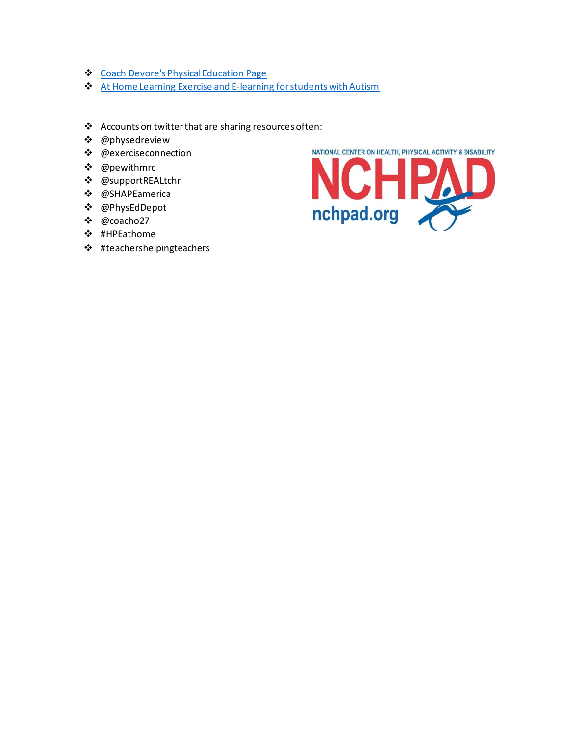- Coach Devore's Physical Education Page
- At Home Learning Exercise and E-learning for students with Autism

- Accounts on twitter that are sharing resources often:
- @physedreview
- @exerciseconnection
- @pewithmrc
- @supportREALtchr
- @SHAPEamerica
- @PhysEdDepot
- @coacho27
- #HPEathome
- #teachershelpingteachers

NATIONAL CENTER ON HEALTH, PHYSICAL ACTIVITY & DISABILITY

NCHPAD

nchpad.org